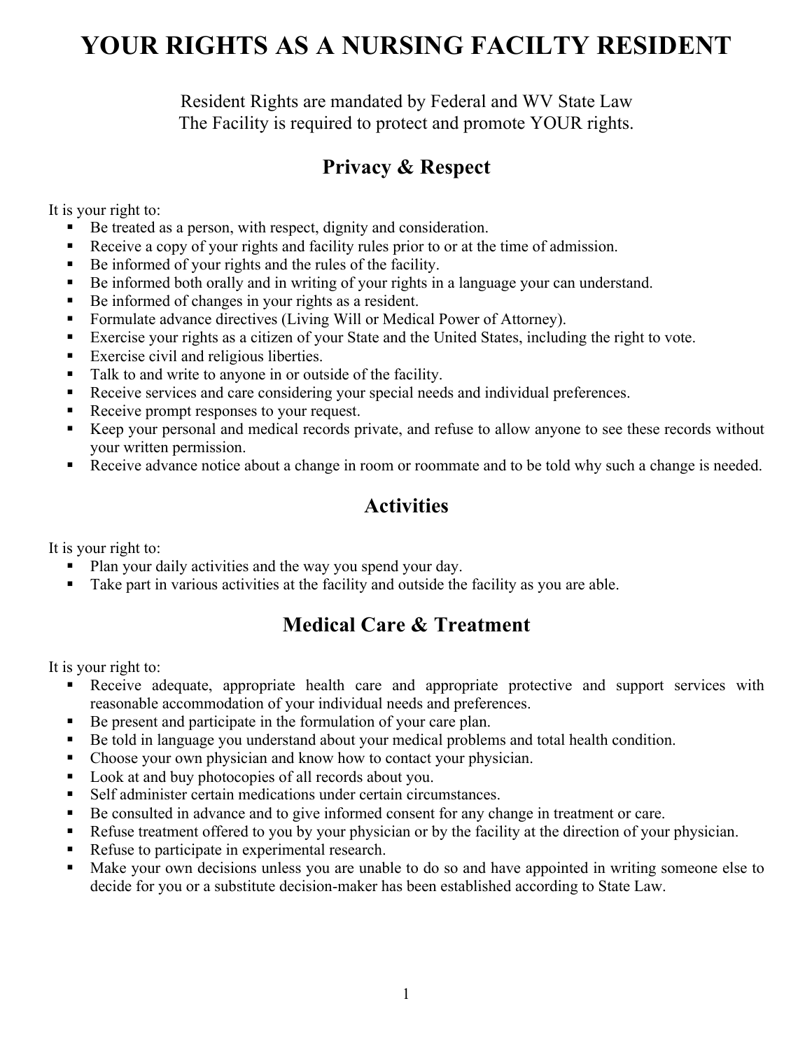# YOUR RIGHTS AS A NURSING FACILTY RESIDENT

Resident Rights are mandated by Federal and WV State Law
The Facility is required to protect and promote YOUR rights.

## Privacy & Respect

It is your right to:

- Be treated as a person, with respect, dignity and consideration.
- Receive a copy of your rights and facility rules prior to or at the time of admission.
- Be informed of your rights and the rules of the facility.
- Be informed both orally and in writing of your rights in a language your can understand.
- Be informed of changes in your rights as a resident.
- Formulate advance directives (Living Will or Medical Power of Attorney).
- Exercise your rights as a citizen of your State and the United States, including the right to vote.
- Exercise civil and religious liberties.
- Talk to and write to anyone in or outside of the facility.
- Receive services and care considering your special needs and individual preferences.
- Receive prompt responses to your request.
- Keep your personal and medical records private, and refuse to allow anyone to see these records without your written permission.
- Receive advance notice about a change in room or roommate and to be told why such a change is needed.

## Activities

It is your right to:

- Plan your daily activities and the way you spend your day.
- Take part in various activities at the facility and outside the facility as you are able.

## Medical Care & Treatment

It is your right to:

- Receive adequate, appropriate health care and appropriate protective and support services with reasonable accommodation of your individual needs and preferences.
- Be present and participate in the formulation of your care plan.
- Be told in language you understand about your medical problems and total health condition.
- Choose your own physician and know how to contact your physician.
- Look at and buy photocopies of all records about you.
- Self administer certain medications under certain circumstances.
- Be consulted in advance and to give informed consent for any change in treatment or care.
- Refuse treatment offered to you by your physician or by the facility at the direction of your physician.
- Refuse to participate in experimental research.
- Make your own decisions unless you are unable to do so and have appointed in writing someone else to decide for you or a substitute decision-maker has been established according to State Law.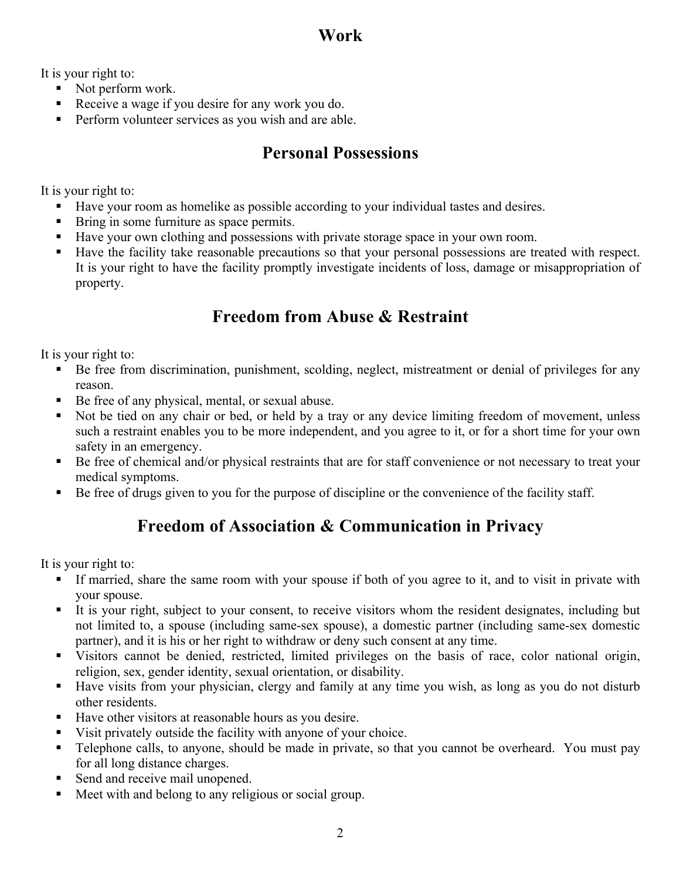## Work

It is your right to:

- Not perform work.
- Receive a wage if you desire for any work you do.
- Perform volunteer services as you wish and are able.

## Personal Possessions

It is your right to:

- Have your room as homelike as possible according to your individual tastes and desires.
- Bring in some furniture as space permits.
- Have your own clothing and possessions with private storage space in your own room.
- Have the facility take reasonable precautions so that your personal possessions are treated with respect. It is your right to have the facility promptly investigate incidents of loss, damage or misappropriation of property.

## Freedom from Abuse & Restraint

It is your right to:

- Be free from discrimination, punishment, scolding, neglect, mistreatment or denial of privileges for any reason.
- Be free of any physical, mental, or sexual abuse.
- Not be tied on any chair or bed, or held by a tray or any device limiting freedom of movement, unless such a restraint enables you to be more independent, and you agree to it, or for a short time for your own safety in an emergency.
- Be free of chemical and/or physical restraints that are for staff convenience or not necessary to treat your medical symptoms.
- Be free of drugs given to you for the purpose of discipline or the convenience of the facility staff.

## Freedom of Association & Communication in Privacy

It is your right to:

- If married, share the same room with your spouse if both of you agree to it, and to visit in private with your spouse.
- It is your right, subject to your consent, to receive visitors whom the resident designates, including but not limited to, a spouse (including same-sex spouse), a domestic partner (including same-sex domestic partner), and it is his or her right to withdraw or deny such consent at any time.
- Visitors cannot be denied, restricted, limited privileges on the basis of race, color national origin, religion, sex, gender identity, sexual orientation, or disability.
- Have visits from your physician, clergy and family at any time you wish, as long as you do not disturb other residents.
- Have other visitors at reasonable hours as you desire.
- Visit privately outside the facility with anyone of your choice.
- Telephone calls, to anyone, should be made in private, so that you cannot be overheard. You must pay for all long distance charges.
- Send and receive mail unopened.
- Meet with and belong to any religious or social group.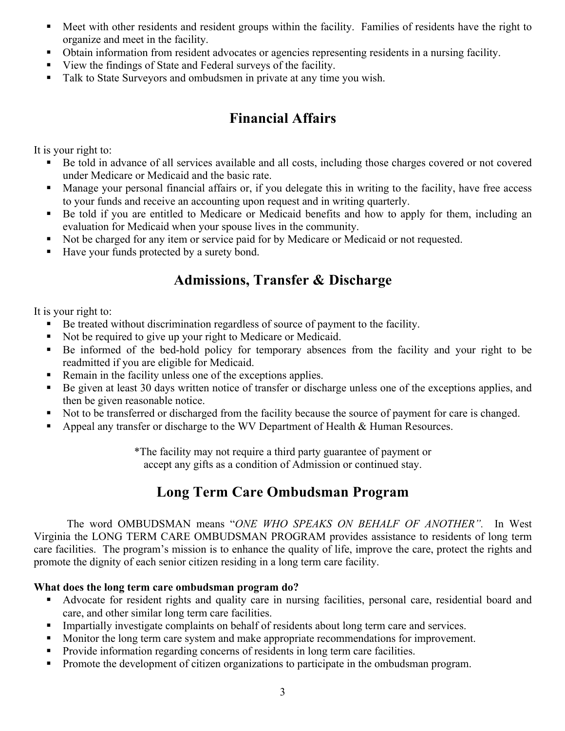- Meet with other residents and resident groups within the facility. Families of residents have the right to organize and meet in the facility.
- Obtain information from resident advocates or agencies representing residents in a nursing facility.
- View the findings of State and Federal surveys of the facility.
- Talk to State Surveyors and ombudsmen in private at any time you wish.

## Financial Affairs

It is your right to:

- Be told in advance of all services available and all costs, including those charges covered or not covered under Medicare or Medicaid and the basic rate.
- Manage your personal financial affairs or, if you delegate this in writing to the facility, have free access to your funds and receive an accounting upon request and in writing quarterly.
- Be told if you are entitled to Medicare or Medicaid benefits and how to apply for them, including an evaluation for Medicaid when your spouse lives in the community.
- Not be charged for any item or service paid for by Medicare or Medicaid or not requested.
- Have your funds protected by a surety bond.

## Admissions, Transfer & Discharge

It is your right to:

- Be treated without discrimination regardless of source of payment to the facility.
- Not be required to give up your right to Medicare or Medicaid.
- Be informed of the bed-hold policy for temporary absences from the facility and your right to be readmitted if you are eligible for Medicaid.
- Remain in the facility unless one of the exceptions applies.
- Be given at least 30 days written notice of transfer or discharge unless one of the exceptions applies, and then be given reasonable notice.
- Not to be transferred or discharged from the facility because the source of payment for care is changed.
- Appeal any transfer or discharge to the WV Department of Health & Human Resources.

*The facility may not require a third party guarantee of payment or accept any gifts as a condition of Admission or continued stay.

## Long Term Care Ombudsman Program

The word OMBUDSMAN means "*ONE WHO SPEAKS ON BEHALF OF ANOTHER"*. In West Virginia the LONG TERM CARE OMBUDSMAN PROGRAM provides assistance to residents of long term care facilities. The program's mission is to enhance the quality of life, improve the care, protect the rights and promote the dignity of each senior citizen residing in a long term care facility.

**What does the long term care ombudsman program do?**

- Advocate for resident rights and quality care in nursing facilities, personal care, residential board and care, and other similar long term care facilities.
- Impartially investigate complaints on behalf of residents about long term care and services.
- Monitor the long term care system and make appropriate recommendations for improvement.
- Provide information regarding concerns of residents in long term care facilities.
- Promote the development of citizen organizations to participate in the ombudsman program.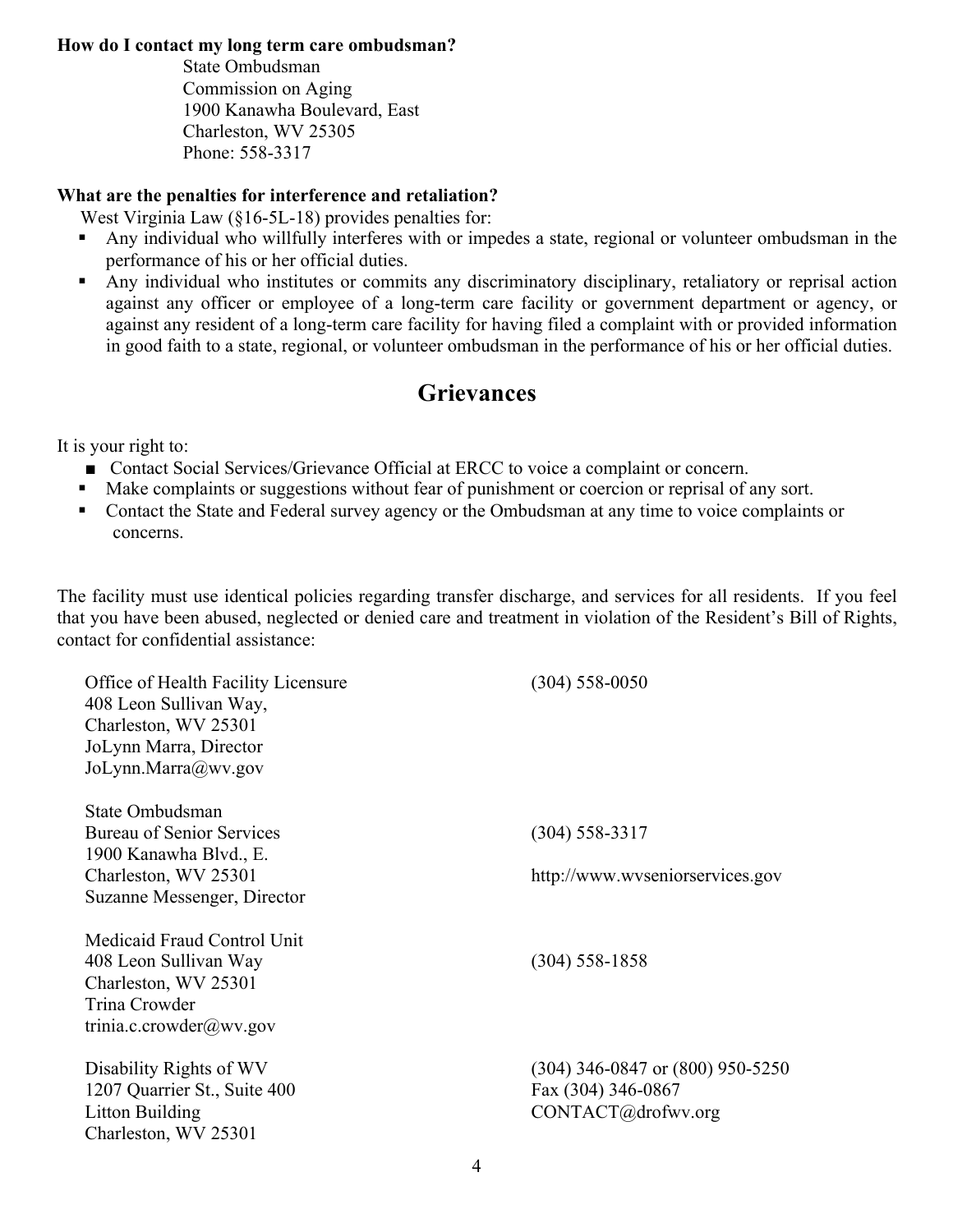**How do I contact my long term care ombudsman?**

State Ombudsman
Commission on Aging
1900 Kanawha Boulevard, East
Charleston, WV 25305
Phone: 558-3317

**What are the penalties for interference and retaliation?**

West Virginia Law (§16-5L-18) provides penalties for:

- Any individual who willfully interferes with or impedes a state, regional or volunteer ombudsman in the performance of his or her official duties.
- Any individual who institutes or commits any discriminatory disciplinary, retaliatory or reprisal action against any officer or employee of a long-term care facility or government department or agency, or against any resident of a long-term care facility for having filed a complaint with or provided information in good faith to a state, regional, or volunteer ombudsman in the performance of his or her official duties.

## Grievances

It is your right to:

- Contact Social Services/Grievance Official at ERCC to voice a complaint or concern.
- Make complaints or suggestions without fear of punishment or coercion or reprisal of any sort.
- Contact the State and Federal survey agency or the Ombudsman at any time to voice complaints or concerns.

The facility must use identical policies regarding transfer discharge, and services for all residents. If you feel that you have been abused, neglected or denied care and treatment in violation of the Resident's Bill of Rights, contact for confidential assistance:

Office of Health Facility Licensure — (304) 558-0050
408 Leon Sullivan Way,
Charleston, WV 25301
JoLynn Marra, Director
JoLynn.Marra@wv.gov

State Ombudsman
Bureau of Senior Services — (304) 558-3317
1900 Kanawha Blvd., E.
Charleston, WV 25301 — http://www.wvseniorservices.gov
Suzanne Messenger, Director

Medicaid Fraud Control Unit
408 Leon Sullivan Way — (304) 558-1858
Charleston, WV 25301
Trina Crowder
trinia.c.crowder@wv.gov

Disability Rights of WV — (304) 346-0847 or (800) 950-5250
1207 Quarrier St., Suite 400 — Fax (304) 346-0867
Litton Building — CONTACT@drofwv.org
Charleston, WV 25301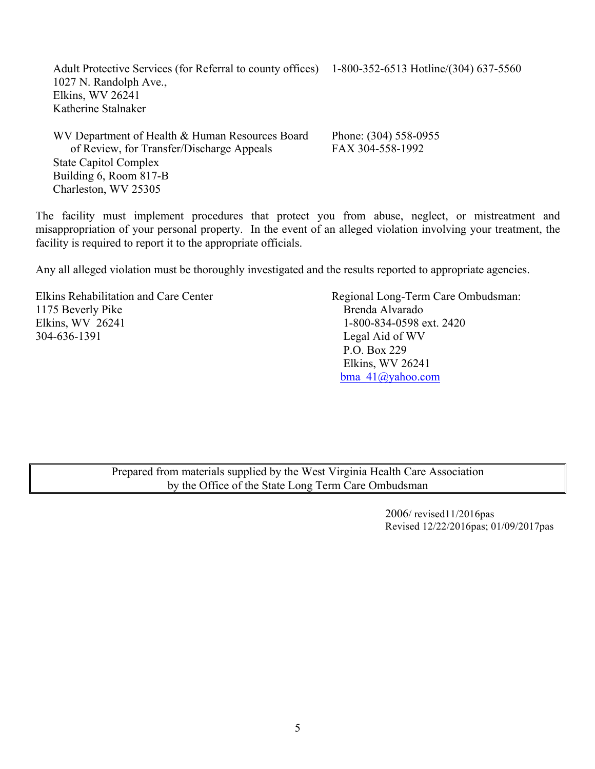Adult Protective Services (for Referral to county offices) 1-800-352-6513 Hotline/(304) 637-5560
1027 N. Randolph Ave.,
Elkins, WV 26241
Katherine Stalnaker

WV Department of Health & Human Resources Board of Review, for Transfer/Discharge Appeals
Phone: (304) 558-0955
FAX 304-558-1992
State Capitol Complex
Building 6, Room 817-B
Charleston, WV 25305

The facility must implement procedures that protect you from abuse, neglect, or mistreatment and misappropriation of your personal property. In the event of an alleged violation involving your treatment, the facility is required to report it to the appropriate officials.

Any all alleged violation must be thoroughly investigated and the results reported to appropriate agencies.

Elkins Rehabilitation and Care Center
1175 Beverly Pike
Elkins, WV 26241
304-636-1391

Regional Long-Term Care Ombudsman:
Brenda Alvarado
1-800-834-0598 ext. 2420
Legal Aid of WV
P.O. Box 229
Elkins, WV 26241
bma_41@yahoo.com

Prepared from materials supplied by the West Virginia Health Care Association by the Office of the State Long Term Care Ombudsman

2006/ revised11/2016pas
Revised 12/22/2016pas; 01/09/2017pas